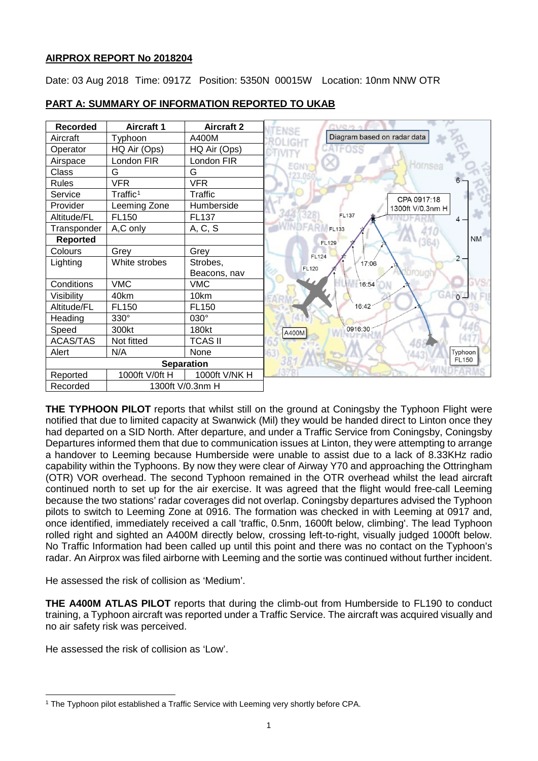**AIRPROX REPORT No 2018204**

Date: 03 Aug 2018 Time: 0917Z Position: 5350N 00015W Location: 10nm NNW OTR

**PART A: SUMMARY OF INFORMATION REPORTED TO UKAB**

| Recorded | Aircraft 1 | Aircraft 2 |
|---|---|---|
| Aircraft | Typhoon | A400M |
| Operator | HQ Air (Ops) | HQ Air (Ops) |
| Airspace | London FIR | London FIR |
| Class | G | G |
| Rules | VFR | VFR |
| Service | Traffic[1] | Traffic |
| Provider | Leeming Zone | Humberside |
| Altitude/FL | FL150 | FL137 |
| Transponder | A,C only | A, C, S |
| **Reported** | | |
| Colours | Grey | Grey |
| Lighting | White strobes | Strobes, Beacons, nav |
| Conditions | VMC | VMC |
| Visibility | 40km | 10km |
| Altitude/FL | FL150 | FL150 |
| Heading | 330° | 030° |
| Speed | 300kt | 180kt |
| ACAS/TAS | Not fitted | TCAS II |
| Alert | N/A | None |
| **Separation** | | |
| Reported | 1000ft V/0ft H | 1000ft V/NK H |
| Recorded | 1300ft V/0.3nm H | |

**THE TYPHOON PILOT** reports that whilst still on the ground at Coningsby the Typhoon Flight were notified that due to limited capacity at Swanwick (Mil) they would be handed direct to Linton once they had departed on a SID North. After departure, and under a Traffic Service from Coningsby, Coningsby Departures informed them that due to communication issues at Linton, they were attempting to arrange a handover to Leeming because Humberside were unable to assist due to a lack of 8.33KHz radio capability within the Typhoons. By now they were clear of Airway Y70 and approaching the Ottringham (OTR) VOR overhead. The second Typhoon remained in the OTR overhead whilst the lead aircraft continued north to set up for the air exercise. It was agreed that the flight would free-call Leeming because the two stations' radar coverages did not overlap. Coningsby departures advised the Typhoon pilots to switch to Leeming Zone at 0916. The formation was checked in with Leeming at 0917 and, once identified, immediately received a call 'traffic, 0.5nm, 1600ft below, climbing'. The lead Typhoon rolled right and sighted an A400M directly below, crossing left-to-right, visually judged 1000ft below. No Traffic Information had been called up until this point and there was no contact on the Typhoon's radar. An Airprox was filed airborne with Leeming and the sortie was continued without further incident.

He assessed the risk of collision as 'Medium'.

**THE A400M ATLAS PILOT** reports that during the climb-out from Humberside to FL190 to conduct training, a Typhoon aircraft was reported under a Traffic Service. The aircraft was acquired visually and no air safety risk was perceived.

He assessed the risk of collision as 'Low'.

[1] The Typhoon pilot established a Traffic Service with Leeming very shortly before CPA.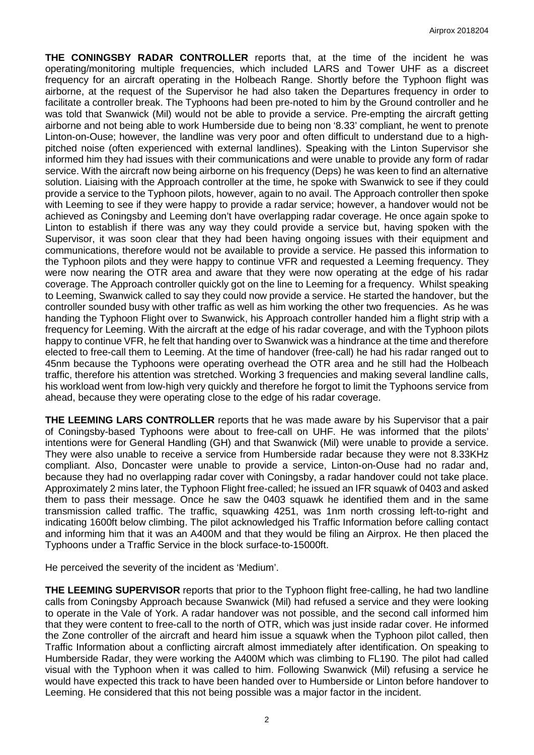**THE CONINGSBY RADAR CONTROLLER** reports that, at the time of the incident he was operating/monitoring multiple frequencies, which included LARS and Tower UHF as a discreet frequency for an aircraft operating in the Holbeach Range. Shortly before the Typhoon flight was airborne, at the request of the Supervisor he had also taken the Departures frequency in order to facilitate a controller break. The Typhoons had been pre-noted to him by the Ground controller and he was told that Swanwick (Mil) would not be able to provide a service. Pre-empting the aircraft getting airborne and not being able to work Humberside due to being non '8.33' compliant, he went to prenote Linton-on-Ouse; however, the landline was very poor and often difficult to understand due to a high-pitched noise (often experienced with external landlines). Speaking with the Linton Supervisor she informed him they had issues with their communications and were unable to provide any form of radar service. With the aircraft now being airborne on his frequency (Deps) he was keen to find an alternative solution. Liaising with the Approach controller at the time, he spoke with Swanwick to see if they could provide a service to the Typhoon pilots, however, again to no avail. The Approach controller then spoke with Leeming to see if they were happy to provide a radar service; however, a handover would not be achieved as Coningsby and Leeming don't have overlapping radar coverage. He once again spoke to Linton to establish if there was any way they could provide a service but, having spoken with the Supervisor, it was soon clear that they had been having ongoing issues with their equipment and communications, therefore would not be available to provide a service. He passed this information to the Typhoon pilots and they were happy to continue VFR and requested a Leeming frequency. They were now nearing the OTR area and aware that they were now operating at the edge of his radar coverage. The Approach controller quickly got on the line to Leeming for a frequency. Whilst speaking to Leeming, Swanwick called to say they could now provide a service. He started the handover, but the controller sounded busy with other traffic as well as him working the other two frequencies. As he was handing the Typhoon Flight over to Swanwick, his Approach controller handed him a flight strip with a frequency for Leeming. With the aircraft at the edge of his radar coverage, and with the Typhoon pilots happy to continue VFR, he felt that handing over to Swanwick was a hindrance at the time and therefore elected to free-call them to Leeming. At the time of handover (free-call) he had his radar ranged out to 45nm because the Typhoons were operating overhead the OTR area and he still had the Holbeach traffic, therefore his attention was stretched. Working 3 frequencies and making several landline calls, his workload went from low-high very quickly and therefore he forgot to limit the Typhoons service from ahead, because they were operating close to the edge of his radar coverage.

**THE LEEMING LARS CONTROLLER** reports that he was made aware by his Supervisor that a pair of Coningsby-based Typhoons were about to free-call on UHF. He was informed that the pilots' intentions were for General Handling (GH) and that Swanwick (Mil) were unable to provide a service. They were also unable to receive a service from Humberside radar because they were not 8.33KHz compliant. Also, Doncaster were unable to provide a service, Linton-on-Ouse had no radar and, because they had no overlapping radar cover with Coningsby, a radar handover could not take place. Approximately 2 mins later, the Typhoon Flight free-called; he issued an IFR squawk of 0403 and asked them to pass their message. Once he saw the 0403 squawk he identified them and in the same transmission called traffic. The traffic, squawking 4251, was 1nm north crossing left-to-right and indicating 1600ft below climbing. The pilot acknowledged his Traffic Information before calling contact and informing him that it was an A400M and that they would be filing an Airprox. He then placed the Typhoons under a Traffic Service in the block surface-to-15000ft.

He perceived the severity of the incident as 'Medium'.

**THE LEEMING SUPERVISOR** reports that prior to the Typhoon flight free-calling, he had two landline calls from Coningsby Approach because Swanwick (Mil) had refused a service and they were looking to operate in the Vale of York. A radar handover was not possible, and the second call informed him that they were content to free-call to the north of OTR, which was just inside radar cover. He informed the Zone controller of the aircraft and heard him issue a squawk when the Typhoon pilot called, then Traffic Information about a conflicting aircraft almost immediately after identification. On speaking to Humberside Radar, they were working the A400M which was climbing to FL190. The pilot had called visual with the Typhoon when it was called to him. Following Swanwick (Mil) refusing a service he would have expected this track to have been handed over to Humberside or Linton before handover to Leeming. He considered that this not being possible was a major factor in the incident.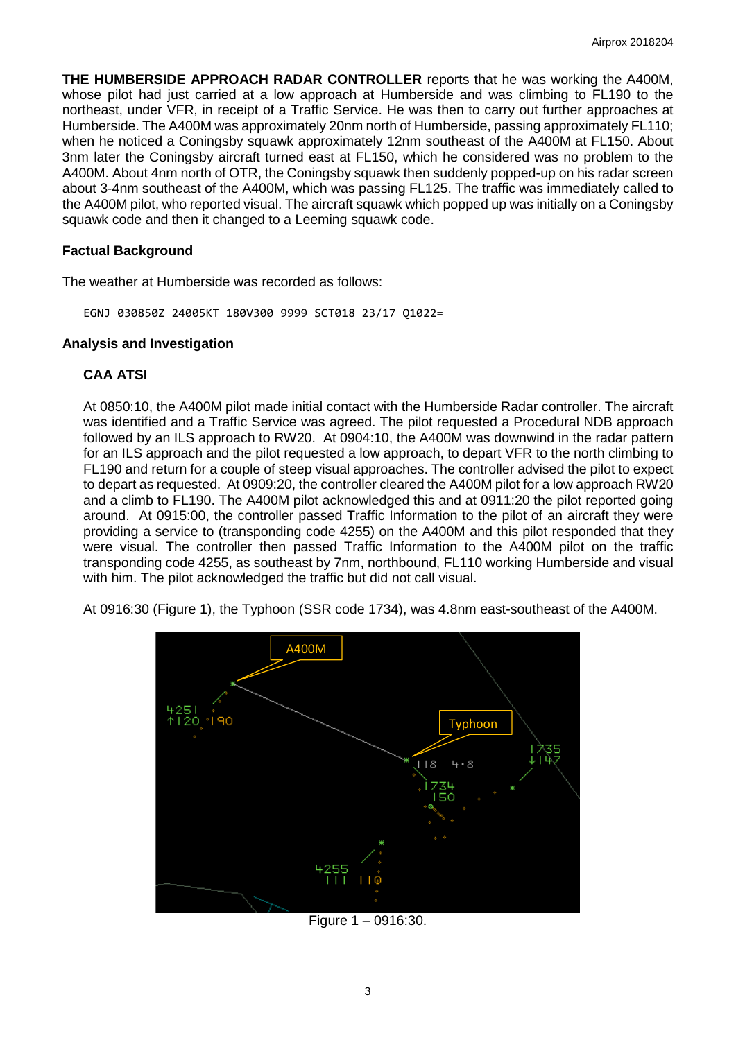**THE HUMBERSIDE APPROACH RADAR CONTROLLER** reports that he was working the A400M, whose pilot had just carried at a low approach at Humberside and was climbing to FL190 to the northeast, under VFR, in receipt of a Traffic Service. He was then to carry out further approaches at Humberside. The A400M was approximately 20nm north of Humberside, passing approximately FL110; when he noticed a Coningsby squawk approximately 12nm southeast of the A400M at FL150. About 3nm later the Coningsby aircraft turned east at FL150, which he considered was no problem to the A400M. About 4nm north of OTR, the Coningsby squawk then suddenly popped-up on his radar screen about 3-4nm southeast of the A400M, which was passing FL125. The traffic was immediately called to the A400M pilot, who reported visual. The aircraft squawk which popped up was initially on a Coningsby squawk code and then it changed to a Leeming squawk code.

### Factual Background

The weather at Humberside was recorded as follows:

```
EGNJ 030850Z 24005KT 180V300 9999 SCT018 23/17 Q1022=
```

### Analysis and Investigation

#### CAA ATSI

At 0850:10, the A400M pilot made initial contact with the Humberside Radar controller. The aircraft was identified and a Traffic Service was agreed. The pilot requested a Procedural NDB approach followed by an ILS approach to RW20. At 0904:10, the A400M was downwind in the radar pattern for an ILS approach and the pilot requested a low approach, to depart VFR to the north climbing to FL190 and return for a couple of steep visual approaches. The controller advised the pilot to expect to depart as requested. At 0909:20, the controller cleared the A400M pilot for a low approach RW20 and a climb to FL190. The A400M pilot acknowledged this and at 0911:20 the pilot reported going around. At 0915:00, the controller passed Traffic Information to the pilot of an aircraft they were providing a service to (transponding code 4255) on the A400M and this pilot responded that they were visual. The controller then passed Traffic Information to the A400M pilot on the traffic transponding code 4255, as southeast by 7nm, northbound, FL110 working Humberside and visual with him. The pilot acknowledged the traffic but did not call visual.

At 0916:30 (Figure 1), the Typhoon (SSR code 1734), was 4.8nm east-southeast of the A400M.

Figure 1 – 0916:30.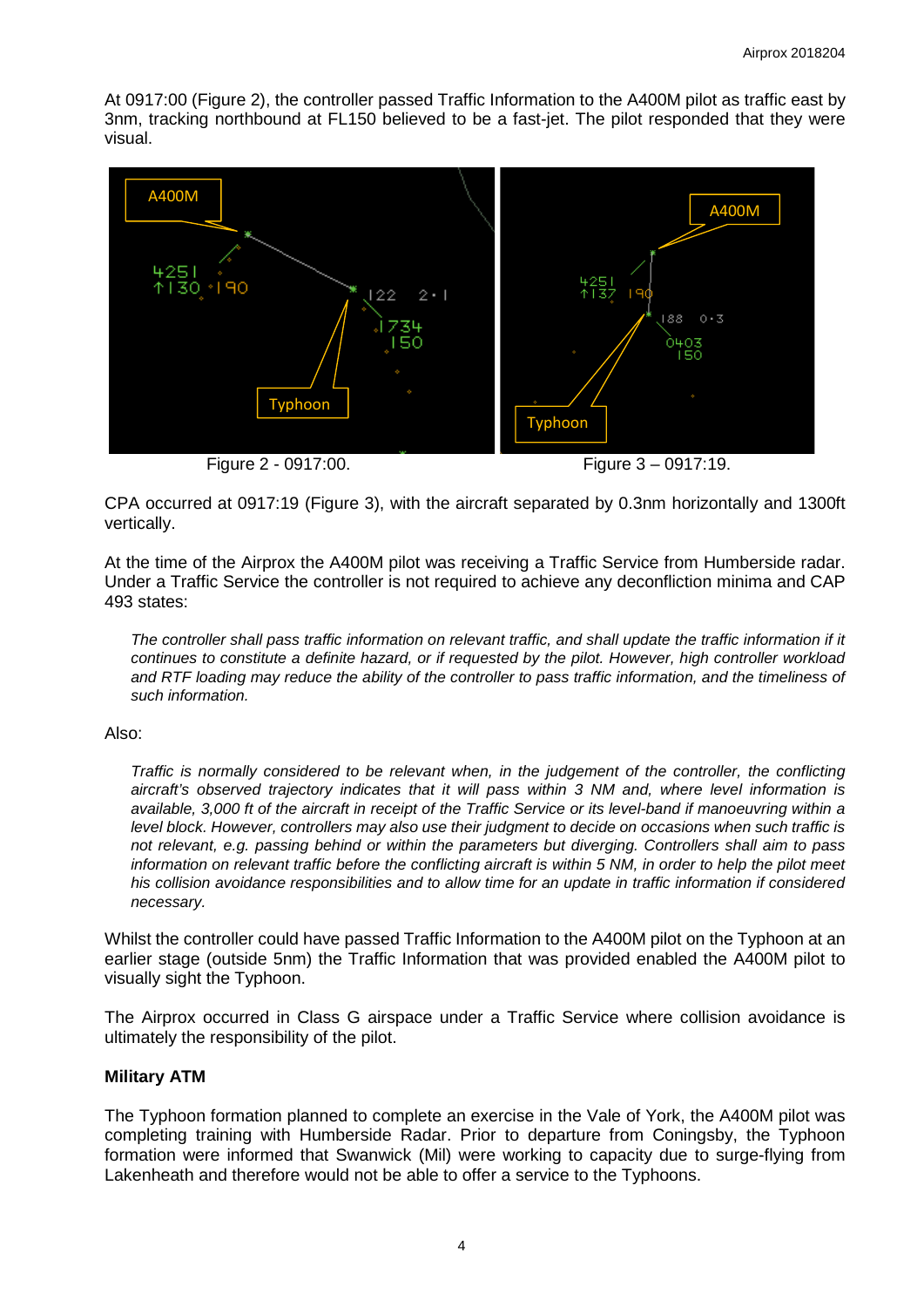At 0917:00 (Figure 2), the controller passed Traffic Information to the A400M pilot as traffic east by 3nm, tracking northbound at FL150 believed to be a fast-jet. The pilot responded that they were visual.

Figure 2 - 0917:00.    Figure 3 – 0917:19.

CPA occurred at 0917:19 (Figure 3), with the aircraft separated by 0.3nm horizontally and 1300ft vertically.

At the time of the Airprox the A400M pilot was receiving a Traffic Service from Humberside radar. Under a Traffic Service the controller is not required to achieve any deconfliction minima and CAP 493 states:

> *The controller shall pass traffic information on relevant traffic, and shall update the traffic information if it continues to constitute a definite hazard, or if requested by the pilot. However, high controller workload and RTF loading may reduce the ability of the controller to pass traffic information, and the timeliness of such information.*

Also:

> *Traffic is normally considered to be relevant when, in the judgement of the controller, the conflicting aircraft's observed trajectory indicates that it will pass within 3 NM and, where level information is available, 3,000 ft of the aircraft in receipt of the Traffic Service or its level-band if manoeuvring within a level block. However, controllers may also use their judgment to decide on occasions when such traffic is not relevant, e.g. passing behind or within the parameters but diverging. Controllers shall aim to pass information on relevant traffic before the conflicting aircraft is within 5 NM, in order to help the pilot meet his collision avoidance responsibilities and to allow time for an update in traffic information if considered necessary.*

Whilst the controller could have passed Traffic Information to the A400M pilot on the Typhoon at an earlier stage (outside 5nm) the Traffic Information that was provided enabled the A400M pilot to visually sight the Typhoon.

The Airprox occurred in Class G airspace under a Traffic Service where collision avoidance is ultimately the responsibility of the pilot.

**Military ATM**

The Typhoon formation planned to complete an exercise in the Vale of York, the A400M pilot was completing training with Humberside Radar. Prior to departure from Coningsby, the Typhoon formation were informed that Swanwick (Mil) were working to capacity due to surge-flying from Lakenheath and therefore would not be able to offer a service to the Typhoons.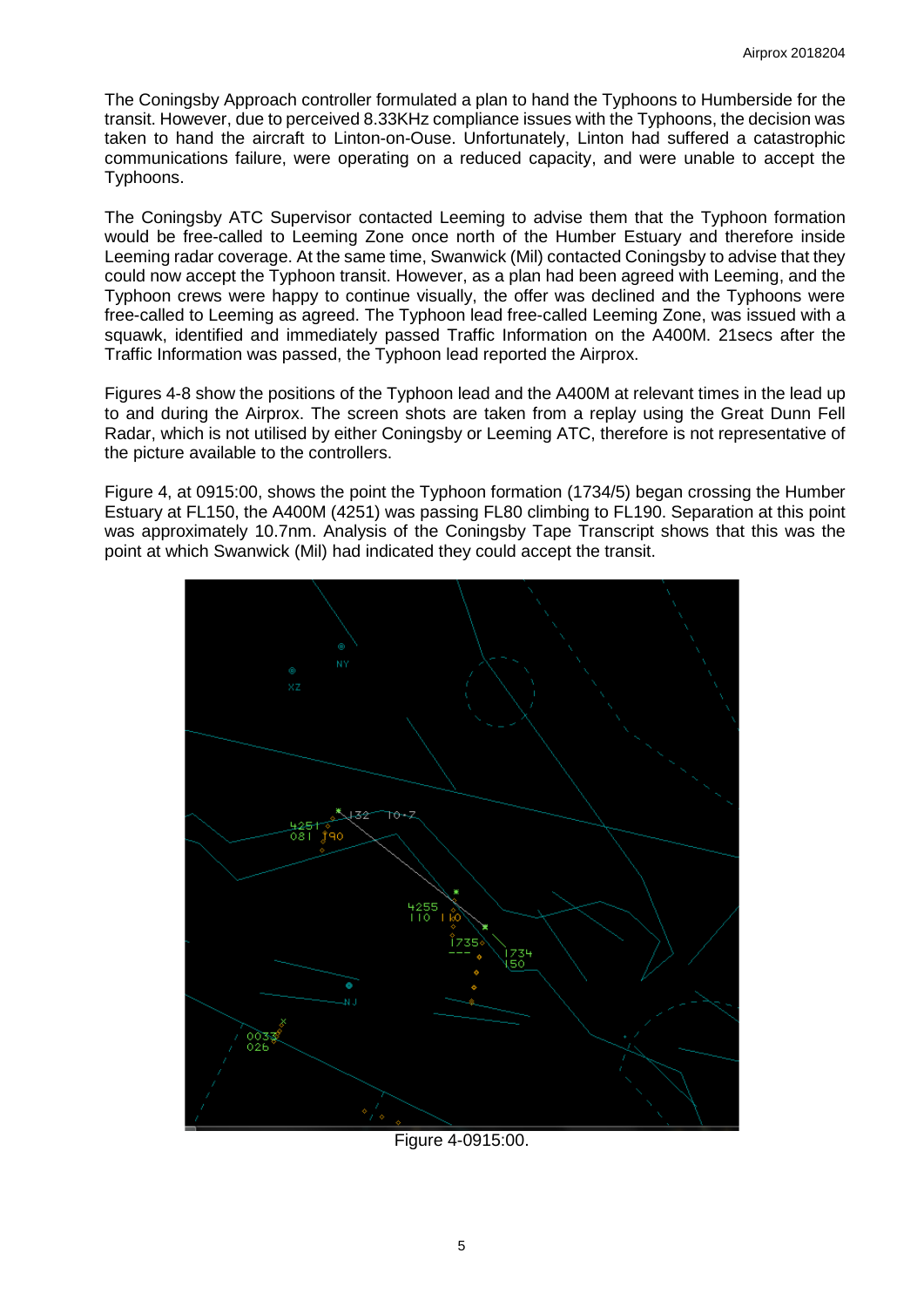The Coningsby Approach controller formulated a plan to hand the Typhoons to Humberside for the transit. However, due to perceived 8.33KHz compliance issues with the Typhoons, the decision was taken to hand the aircraft to Linton-on-Ouse. Unfortunately, Linton had suffered a catastrophic communications failure, were operating on a reduced capacity, and were unable to accept the Typhoons.

The Coningsby ATC Supervisor contacted Leeming to advise them that the Typhoon formation would be free-called to Leeming Zone once north of the Humber Estuary and therefore inside Leeming radar coverage. At the same time, Swanwick (Mil) contacted Coningsby to advise that they could now accept the Typhoon transit. However, as a plan had been agreed with Leeming, and the Typhoon crews were happy to continue visually, the offer was declined and the Typhoons were free-called to Leeming as agreed. The Typhoon lead free-called Leeming Zone, was issued with a squawk, identified and immediately passed Traffic Information on the A400M. 21secs after the Traffic Information was passed, the Typhoon lead reported the Airprox.

Figures 4-8 show the positions of the Typhoon lead and the A400M at relevant times in the lead up to and during the Airprox. The screen shots are taken from a replay using the Great Dunn Fell Radar, which is not utilised by either Coningsby or Leeming ATC, therefore is not representative of the picture available to the controllers.

Figure 4, at 0915:00, shows the point the Typhoon formation (1734/5) began crossing the Humber Estuary at FL150, the A400M (4251) was passing FL80 climbing to FL190. Separation at this point was approximately 10.7nm. Analysis of the Coningsby Tape Transcript shows that this was the point at which Swanwick (Mil) had indicated they could accept the transit.

Figure 4-0915:00.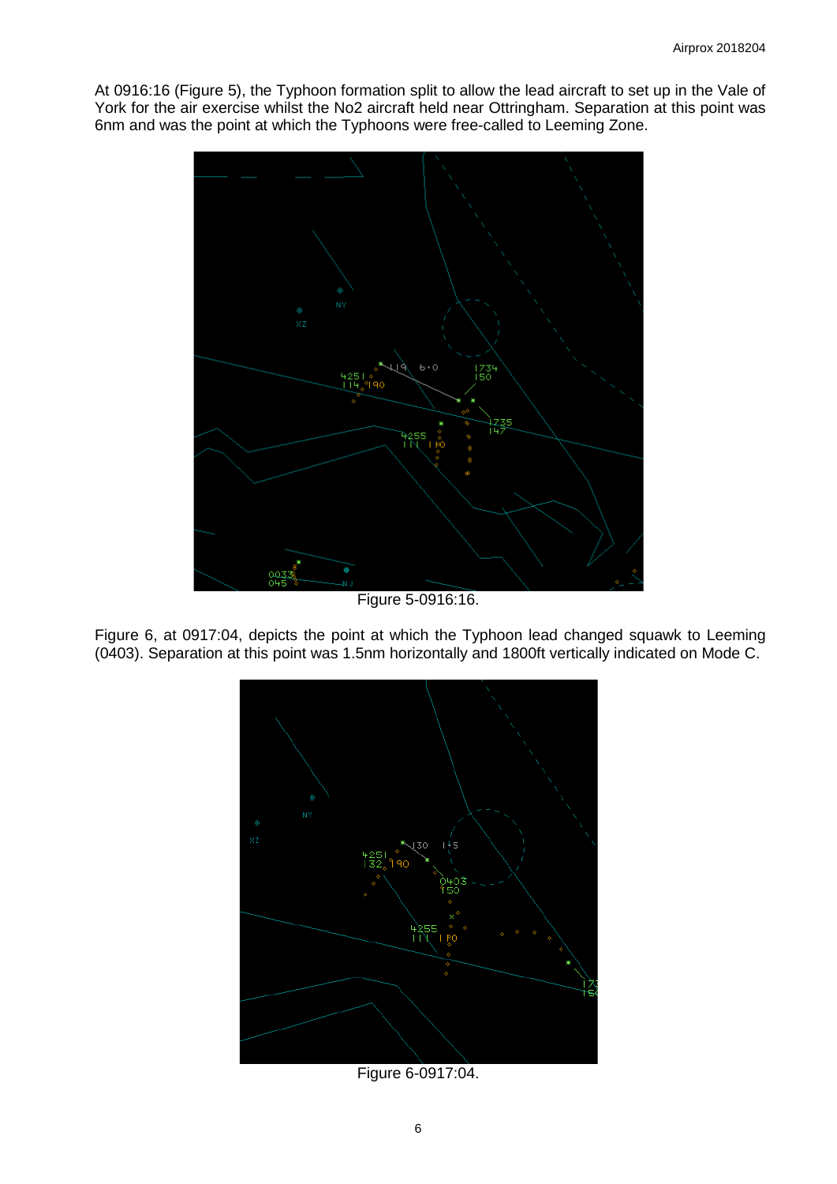At 0916:16 (Figure 5), the Typhoon formation split to allow the lead aircraft to set up in the Vale of York for the air exercise whilst the No2 aircraft held near Ottringham. Separation at this point was 6nm and was the point at which the Typhoons were free-called to Leeming Zone.

Figure 5-0916:16.

Figure 6, at 0917:04, depicts the point at which the Typhoon lead changed squawk to Leeming (0403). Separation at this point was 1.5nm horizontally and 1800ft vertically indicated on Mode C.

Figure 6-0917:04.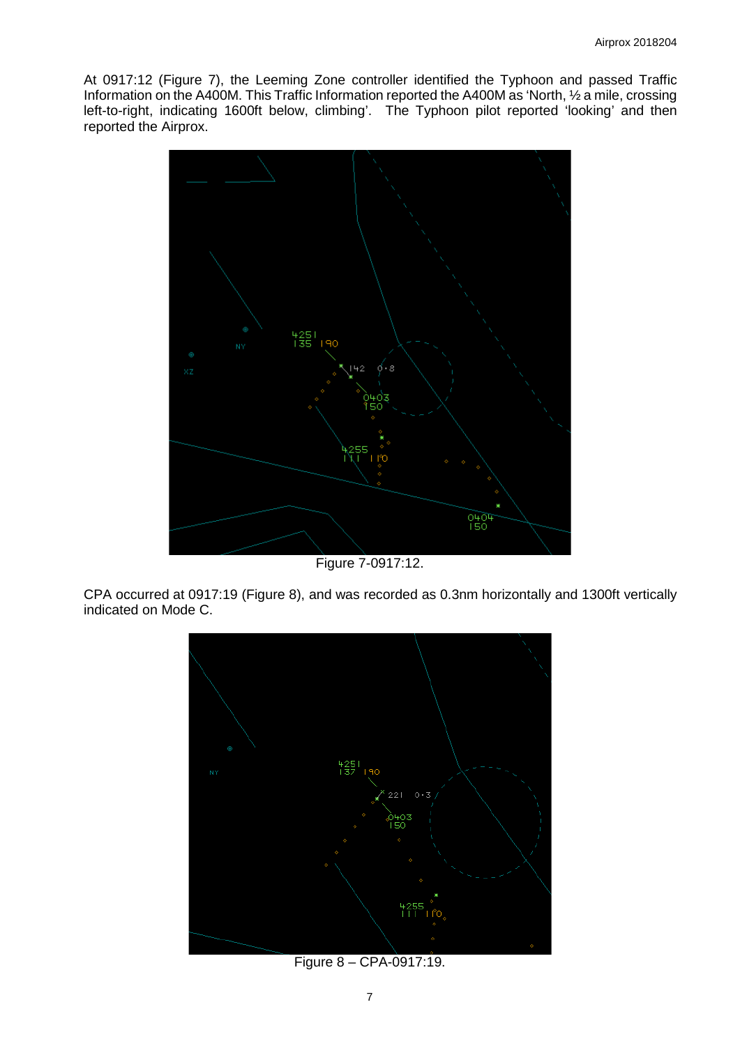At 0917:12 (Figure 7), the Leeming Zone controller identified the Typhoon and passed Traffic Information on the A400M. This Traffic Information reported the A400M as 'North, ½ a mile, crossing left-to-right, indicating 1600ft below, climbing'. The Typhoon pilot reported 'looking' and then reported the Airprox.

Figure 7-0917:12.

CPA occurred at 0917:19 (Figure 8), and was recorded as 0.3nm horizontally and 1300ft vertically indicated on Mode C.

Figure 8 – CPA-0917:19.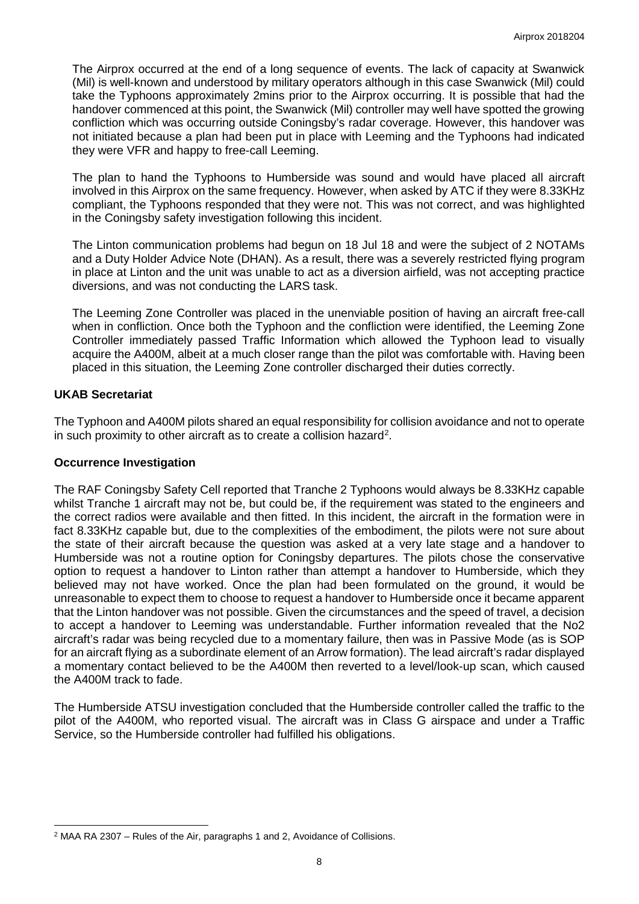The Airprox occurred at the end of a long sequence of events. The lack of capacity at Swanwick (Mil) is well-known and understood by military operators although in this case Swanwick (Mil) could take the Typhoons approximately 2mins prior to the Airprox occurring. It is possible that had the handover commenced at this point, the Swanwick (Mil) controller may well have spotted the growing confliction which was occurring outside Coningsby's radar coverage. However, this handover was not initiated because a plan had been put in place with Leeming and the Typhoons had indicated they were VFR and happy to free-call Leeming.

The plan to hand the Typhoons to Humberside was sound and would have placed all aircraft involved in this Airprox on the same frequency. However, when asked by ATC if they were 8.33KHz compliant, the Typhoons responded that they were not. This was not correct, and was highlighted in the Coningsby safety investigation following this incident.

The Linton communication problems had begun on 18 Jul 18 and were the subject of 2 NOTAMs and a Duty Holder Advice Note (DHAN). As a result, there was a severely restricted flying program in place at Linton and the unit was unable to act as a diversion airfield, was not accepting practice diversions, and was not conducting the LARS task.

The Leeming Zone Controller was placed in the unenviable position of having an aircraft free-call when in confliction. Once both the Typhoon and the confliction were identified, the Leeming Zone Controller immediately passed Traffic Information which allowed the Typhoon lead to visually acquire the A400M, albeit at a much closer range than the pilot was comfortable with. Having been placed in this situation, the Leeming Zone controller discharged their duties correctly.

### UKAB Secretariat

The Typhoon and A400M pilots shared an equal responsibility for collision avoidance and not to operate in such proximity to other aircraft as to create a collision hazard[2].

### Occurrence Investigation

The RAF Coningsby Safety Cell reported that Tranche 2 Typhoons would always be 8.33KHz capable whilst Tranche 1 aircraft may not be, but could be, if the requirement was stated to the engineers and the correct radios were available and then fitted. In this incident, the aircraft in the formation were in fact 8.33KHz capable but, due to the complexities of the embodiment, the pilots were not sure about the state of their aircraft because the question was asked at a very late stage and a handover to Humberside was not a routine option for Coningsby departures. The pilots chose the conservative option to request a handover to Linton rather than attempt a handover to Humberside, which they believed may not have worked. Once the plan had been formulated on the ground, it would be unreasonable to expect them to choose to request a handover to Humberside once it became apparent that the Linton handover was not possible. Given the circumstances and the speed of travel, a decision to accept a handover to Leeming was understandable. Further information revealed that the No2 aircraft's radar was being recycled due to a momentary failure, then was in Passive Mode (as is SOP for an aircraft flying as a subordinate element of an Arrow formation). The lead aircraft's radar displayed a momentary contact believed to be the A400M then reverted to a level/look-up scan, which caused the A400M track to fade.

The Humberside ATSU investigation concluded that the Humberside controller called the traffic to the pilot of the A400M, who reported visual. The aircraft was in Class G airspace and under a Traffic Service, so the Humberside controller had fulfilled his obligations.

---

[2] MAA RA 2307 – Rules of the Air, paragraphs 1 and 2, Avoidance of Collisions.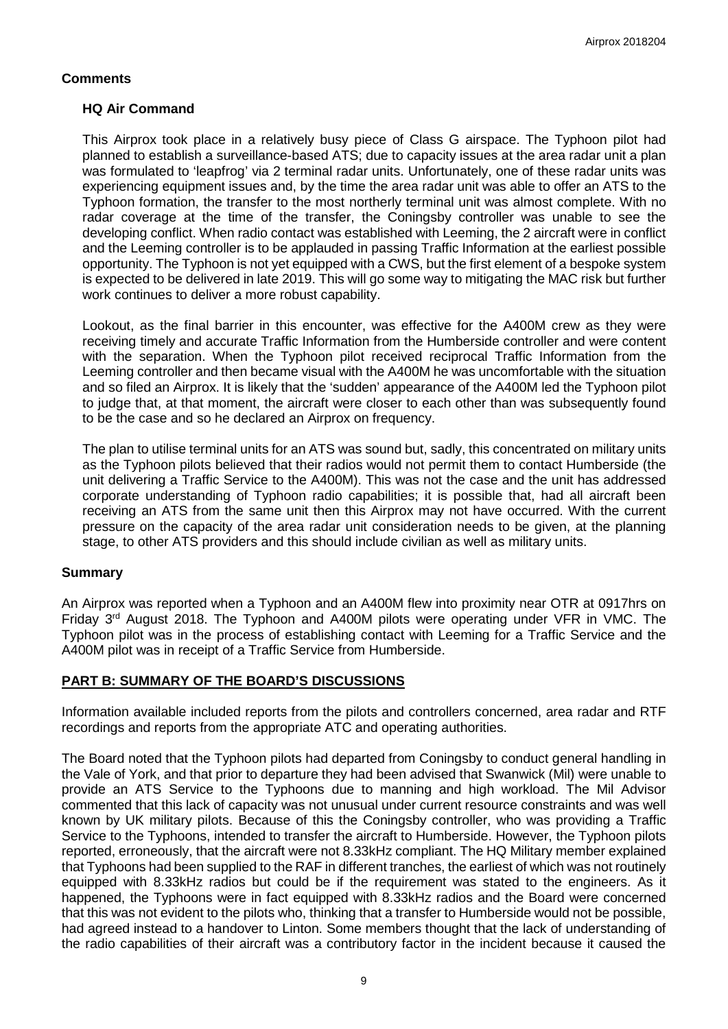## Comments

### HQ Air Command

This Airprox took place in a relatively busy piece of Class G airspace. The Typhoon pilot had planned to establish a surveillance-based ATS; due to capacity issues at the area radar unit a plan was formulated to 'leapfrog' via 2 terminal radar units. Unfortunately, one of these radar units was experiencing equipment issues and, by the time the area radar unit was able to offer an ATS to the Typhoon formation, the transfer to the most northerly terminal unit was almost complete. With no radar coverage at the time of the transfer, the Coningsby controller was unable to see the developing conflict. When radio contact was established with Leeming, the 2 aircraft were in conflict and the Leeming controller is to be applauded in passing Traffic Information at the earliest possible opportunity. The Typhoon is not yet equipped with a CWS, but the first element of a bespoke system is expected to be delivered in late 2019. This will go some way to mitigating the MAC risk but further work continues to deliver a more robust capability.

Lookout, as the final barrier in this encounter, was effective for the A400M crew as they were receiving timely and accurate Traffic Information from the Humberside controller and were content with the separation. When the Typhoon pilot received reciprocal Traffic Information from the Leeming controller and then became visual with the A400M he was uncomfortable with the situation and so filed an Airprox. It is likely that the 'sudden' appearance of the A400M led the Typhoon pilot to judge that, at that moment, the aircraft were closer to each other than was subsequently found to be the case and so he declared an Airprox on frequency.

The plan to utilise terminal units for an ATS was sound but, sadly, this concentrated on military units as the Typhoon pilots believed that their radios would not permit them to contact Humberside (the unit delivering a Traffic Service to the A400M). This was not the case and the unit has addressed corporate understanding of Typhoon radio capabilities; it is possible that, had all aircraft been receiving an ATS from the same unit then this Airprox may not have occurred. With the current pressure on the capacity of the area radar unit consideration needs to be given, at the planning stage, to other ATS providers and this should include civilian as well as military units.

## Summary

An Airprox was reported when a Typhoon and an A400M flew into proximity near OTR at 0917hrs on Friday 3rd August 2018. The Typhoon and A400M pilots were operating under VFR in VMC. The Typhoon pilot was in the process of establishing contact with Leeming for a Traffic Service and the A400M pilot was in receipt of a Traffic Service from Humberside.

## PART B: SUMMARY OF THE BOARD'S DISCUSSIONS

Information available included reports from the pilots and controllers concerned, area radar and RTF recordings and reports from the appropriate ATC and operating authorities.

The Board noted that the Typhoon pilots had departed from Coningsby to conduct general handling in the Vale of York, and that prior to departure they had been advised that Swanwick (Mil) were unable to provide an ATS Service to the Typhoons due to manning and high workload. The Mil Advisor commented that this lack of capacity was not unusual under current resource constraints and was well known by UK military pilots. Because of this the Coningsby controller, who was providing a Traffic Service to the Typhoons, intended to transfer the aircraft to Humberside. However, the Typhoon pilots reported, erroneously, that the aircraft were not 8.33kHz compliant. The HQ Military member explained that Typhoons had been supplied to the RAF in different tranches, the earliest of which was not routinely equipped with 8.33kHz radios but could be if the requirement was stated to the engineers. As it happened, the Typhoons were in fact equipped with 8.33kHz radios and the Board were concerned that this was not evident to the pilots who, thinking that a transfer to Humberside would not be possible, had agreed instead to a handover to Linton. Some members thought that the lack of understanding of the radio capabilities of their aircraft was a contributory factor in the incident because it caused the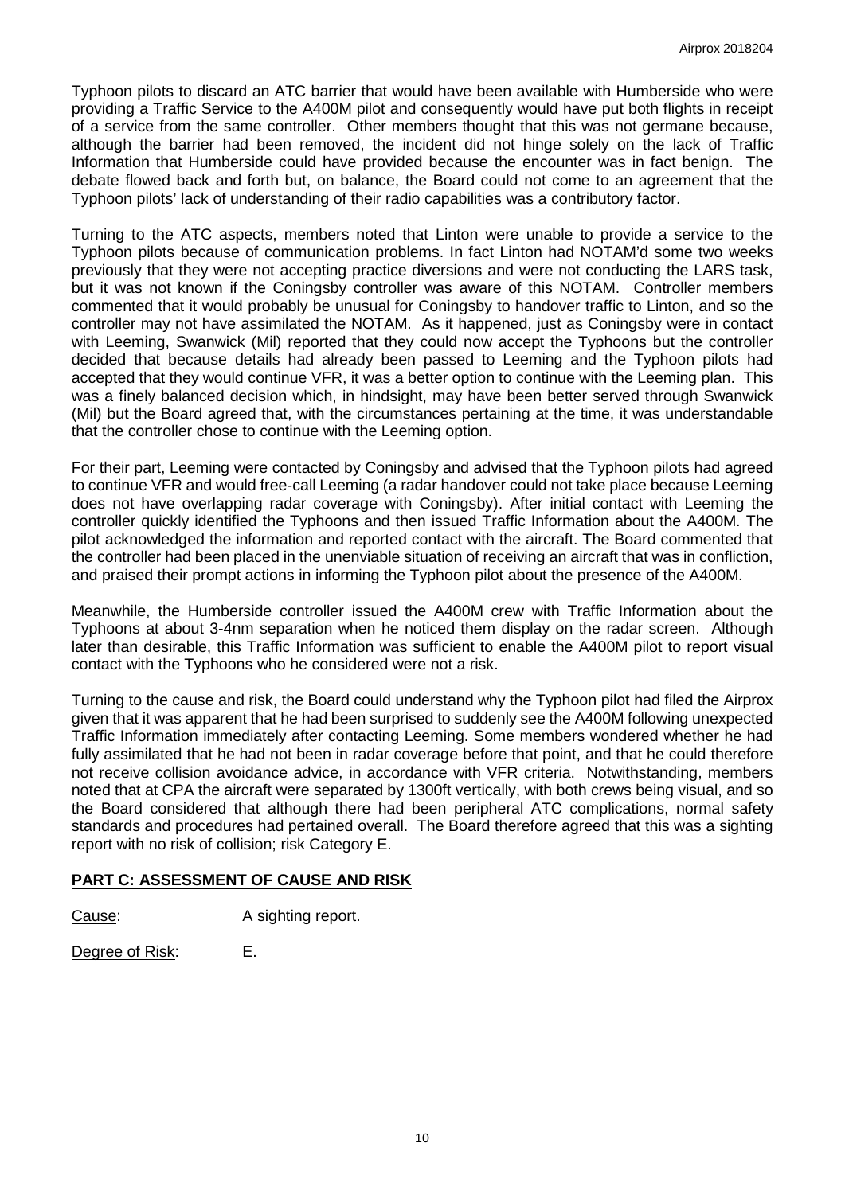Typhoon pilots to discard an ATC barrier that would have been available with Humberside who were providing a Traffic Service to the A400M pilot and consequently would have put both flights in receipt of a service from the same controller. Other members thought that this was not germane because, although the barrier had been removed, the incident did not hinge solely on the lack of Traffic Information that Humberside could have provided because the encounter was in fact benign. The debate flowed back and forth but, on balance, the Board could not come to an agreement that the Typhoon pilots' lack of understanding of their radio capabilities was a contributory factor.

Turning to the ATC aspects, members noted that Linton were unable to provide a service to the Typhoon pilots because of communication problems. In fact Linton had NOTAM'd some two weeks previously that they were not accepting practice diversions and were not conducting the LARS task, but it was not known if the Coningsby controller was aware of this NOTAM. Controller members commented that it would probably be unusual for Coningsby to handover traffic to Linton, and so the controller may not have assimilated the NOTAM. As it happened, just as Coningsby were in contact with Leeming, Swanwick (Mil) reported that they could now accept the Typhoons but the controller decided that because details had already been passed to Leeming and the Typhoon pilots had accepted that they would continue VFR, it was a better option to continue with the Leeming plan. This was a finely balanced decision which, in hindsight, may have been better served through Swanwick (Mil) but the Board agreed that, with the circumstances pertaining at the time, it was understandable that the controller chose to continue with the Leeming option.

For their part, Leeming were contacted by Coningsby and advised that the Typhoon pilots had agreed to continue VFR and would free-call Leeming (a radar handover could not take place because Leeming does not have overlapping radar coverage with Coningsby). After initial contact with Leeming the controller quickly identified the Typhoons and then issued Traffic Information about the A400M. The pilot acknowledged the information and reported contact with the aircraft. The Board commented that the controller had been placed in the unenviable situation of receiving an aircraft that was in confliction, and praised their prompt actions in informing the Typhoon pilot about the presence of the A400M.

Meanwhile, the Humberside controller issued the A400M crew with Traffic Information about the Typhoons at about 3-4nm separation when he noticed them display on the radar screen. Although later than desirable, this Traffic Information was sufficient to enable the A400M pilot to report visual contact with the Typhoons who he considered were not a risk.

Turning to the cause and risk, the Board could understand why the Typhoon pilot had filed the Airprox given that it was apparent that he had been surprised to suddenly see the A400M following unexpected Traffic Information immediately after contacting Leeming. Some members wondered whether he had fully assimilated that he had not been in radar coverage before that point, and that he could therefore not receive collision avoidance advice, in accordance with VFR criteria. Notwithstanding, members noted that at CPA the aircraft were separated by 1300ft vertically, with both crews being visual, and so the Board considered that although there had been peripheral ATC complications, normal safety standards and procedures had pertained overall. The Board therefore agreed that this was a sighting report with no risk of collision; risk Category E.

## PART C: ASSESSMENT OF CAUSE AND RISK

Cause: A sighting report.

Degree of Risk: E.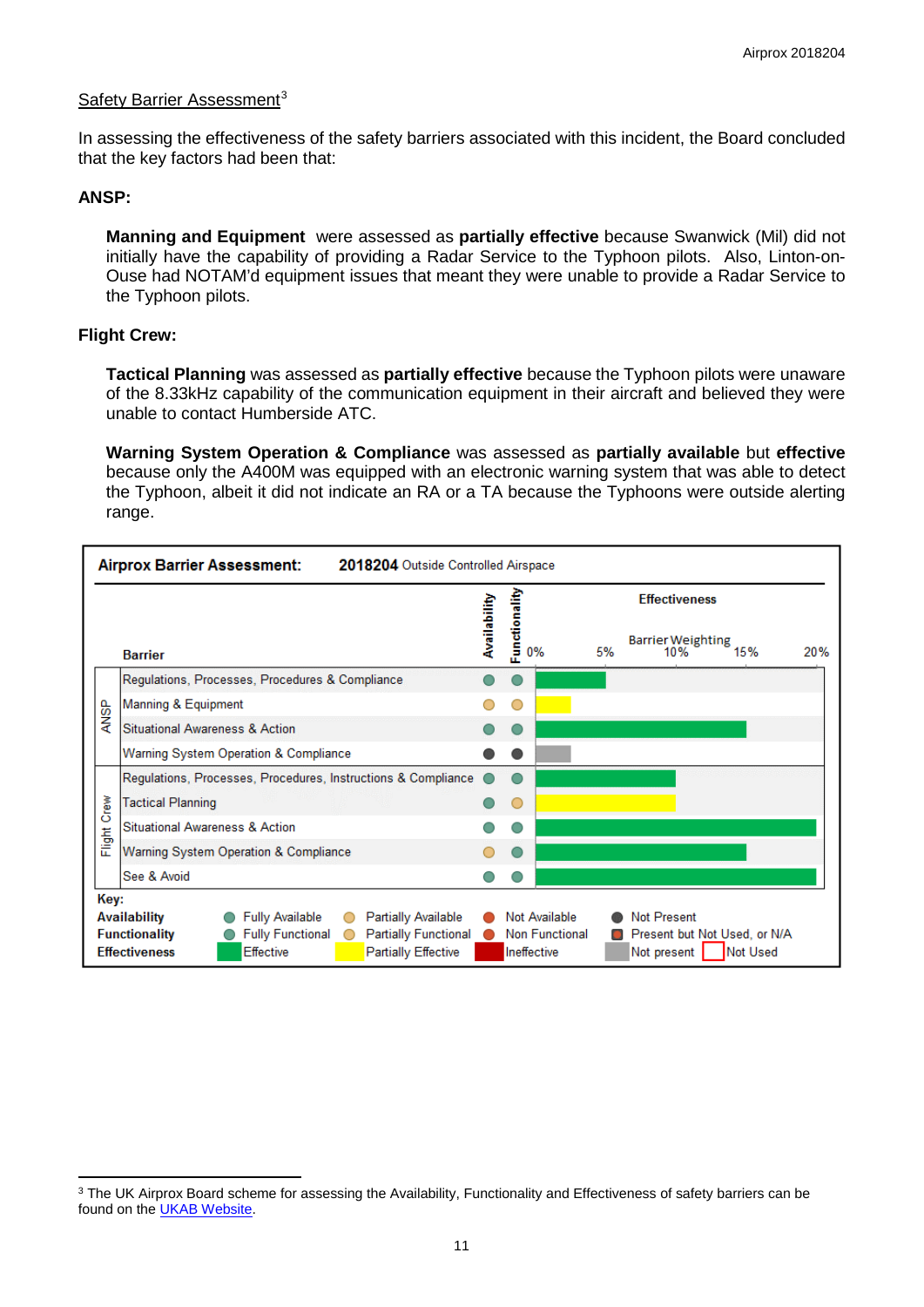Safety Barrier Assessment[3]

In assessing the effectiveness of the safety barriers associated with this incident, the Board concluded that the key factors had been that:

**ANSP:**

**Manning and Equipment** were assessed as **partially effective** because Swanwick (Mil) did not initially have the capability of providing a Radar Service to the Typhoon pilots. Also, Linton-on-Ouse had NOTAM'd equipment issues that meant they were unable to provide a Radar Service to the Typhoon pilots.

**Flight Crew:**

**Tactical Planning** was assessed as **partially effective** because the Typhoon pilots were unaware of the 8.33kHz capability of the communication equipment in their aircraft and believed they were unable to contact Humberside ATC.

**Warning System Operation & Compliance** was assessed as **partially available** but **effective** because only the A400M was equipped with an electronic warning system that was able to detect the Typhoon, albeit it did not indicate an RA or a TA because the Typhoons were outside alerting range.

**Airprox Barrier Assessment:** **2018204** Outside Controlled Airspace

Barrier
Availability
Functionality
Effectiveness
Barrier Weighting
0% 5% 10% 15% 20%

ANSP
Regulations, Processes, Procedures & Compliance
Manning & Equipment
Situational Awareness & Action
Warning System Operation & Compliance

Flight Crew
Regulations, Processes, Procedures, Instructions & Compliance
Tactical Planning
Situational Awareness & Action
Warning System Operation & Compliance
See & Avoid

Key:
Availability: Fully Available, Partially Available, Not Available, Not Present
Functionality: Fully Functional, Partially Functional, Non Functional, Present but Not Used, or N/A
Effectiveness: Effective, Partially Effective, Ineffective, Not present, Not Used

---

[3] The UK Airprox Board scheme for assessing the Availability, Functionality and Effectiveness of safety barriers can be found on the UKAB Website.